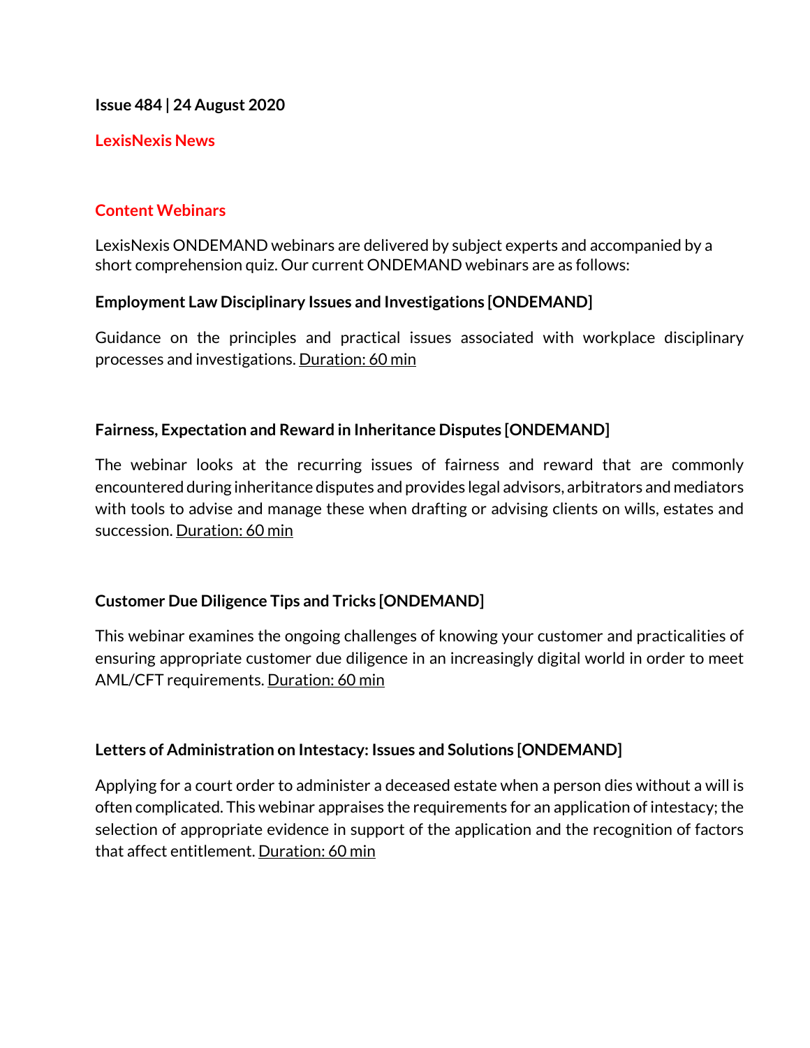**Issue 484 | 24 August 2020**

## LexisNexis News

### Content Webinars

LexisNexis ONDEMAND webinars are delivered by subject experts and accompanied by a short comprehension quiz. Our current ONDEMAND webinars are as follows:

**Employment Law Disciplinary Issues and Investigations [ONDEMAND]**

Guidance on the principles and practical issues associated with workplace disciplinary processes and investigations. Duration: 60 min

**Fairness, Expectation and Reward in Inheritance Disputes [ONDEMAND]**

The webinar looks at the recurring issues of fairness and reward that are commonly encountered during inheritance disputes and provides legal advisors, arbitrators and mediators with tools to advise and manage these when drafting or advising clients on wills, estates and succession. Duration: 60 min

**Customer Due Diligence Tips and Tricks [ONDEMAND]**

This webinar examines the ongoing challenges of knowing your customer and practicalities of ensuring appropriate customer due diligence in an increasingly digital world in order to meet AML/CFT requirements. Duration: 60 min

**Letters of Administration on Intestacy: Issues and Solutions [ONDEMAND]**

Applying for a court order to administer a deceased estate when a person dies without a will is often complicated. This webinar appraises the requirements for an application of intestacy; the selection of appropriate evidence in support of the application and the recognition of factors that affect entitlement. Duration: 60 min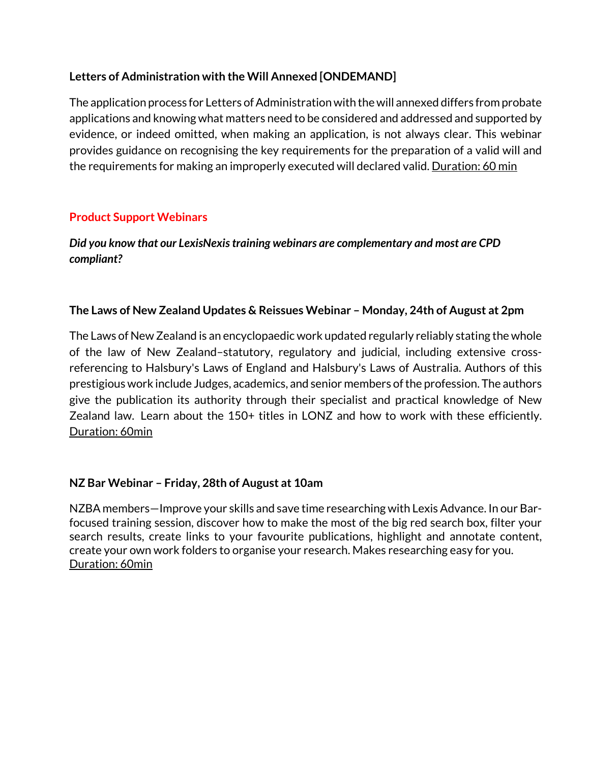**Letters of Administration with the Will Annexed [ONDEMAND]**

The application process for Letters of Administration with the will annexed differs from probate applications and knowing what matters need to be considered and addressed and supported by evidence, or indeed omitted, when making an application, is not always clear. This webinar provides guidance on recognising the key requirements for the preparation of a valid will and the requirements for making an improperly executed will declared valid. Duration: 60 min

## Product Support Webinars

***Did you know that our LexisNexis training webinars are complementary and most are CPD compliant?***

**The Laws of New Zealand Updates & Reissues Webinar – Monday, 24th of August at 2pm**

The Laws of New Zealand is an encyclopaedic work updated regularly reliably stating the whole of the law of New Zealand–statutory, regulatory and judicial, including extensive cross-referencing to Halsbury's Laws of England and Halsbury's Laws of Australia. Authors of this prestigious work include Judges, academics, and senior members of the profession. The authors give the publication its authority through their specialist and practical knowledge of New Zealand law. Learn about the 150+ titles in LONZ and how to work with these efficiently. Duration: 60min

**NZ Bar Webinar – Friday, 28th of August at 10am**

NZBA members—Improve your skills and save time researching with Lexis Advance. In our Bar-focused training session, discover how to make the most of the big red search box, filter your search results, create links to your favourite publications, highlight and annotate content, create your own work folders to organise your research. Makes researching easy for you. Duration: 60min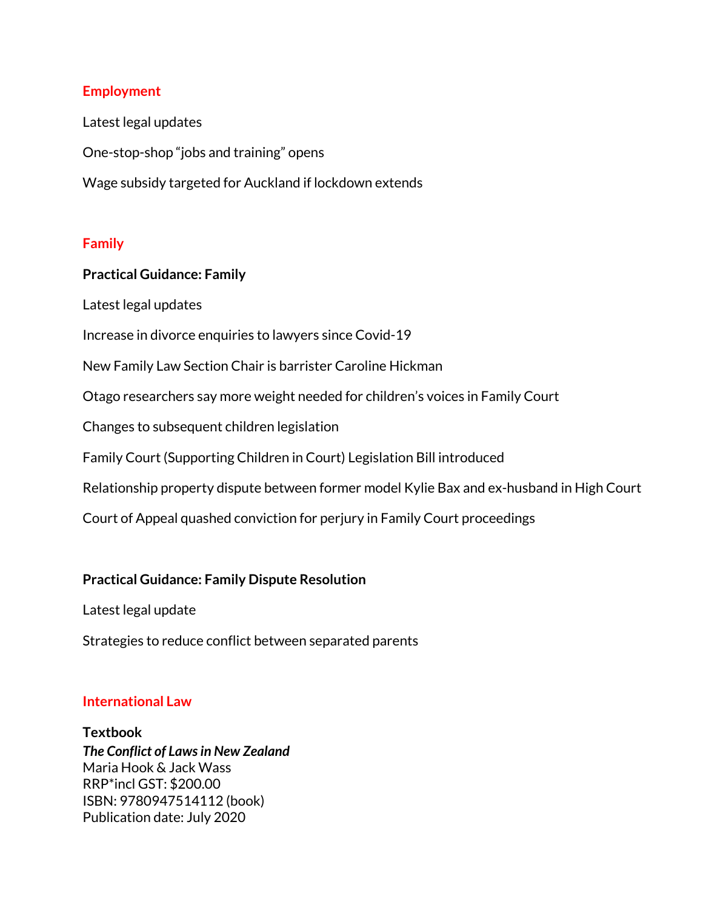## Employment

Latest legal updates

One-stop-shop “jobs and training” opens

Wage subsidy targeted for Auckland if lockdown extends

## Family

**Practical Guidance: Family**

Latest legal updates

Increase in divorce enquiries to lawyers since Covid-19

New Family Law Section Chair is barrister Caroline Hickman

Otago researchers say more weight needed for children’s voices in Family Court

Changes to subsequent children legislation

Family Court (Supporting Children in Court) Legislation Bill introduced

Relationship property dispute between former model Kylie Bax and ex-husband in High Court

Court of Appeal quashed conviction for perjury in Family Court proceedings

**Practical Guidance: Family Dispute Resolution**

Latest legal update

Strategies to reduce conflict between separated parents

## International Law

**Textbook**
***The Conflict of Laws in New Zealand***
Maria Hook & Jack Wass
RRP*incl GST: $200.00
ISBN: 9780947514112 (book)
Publication date: July 2020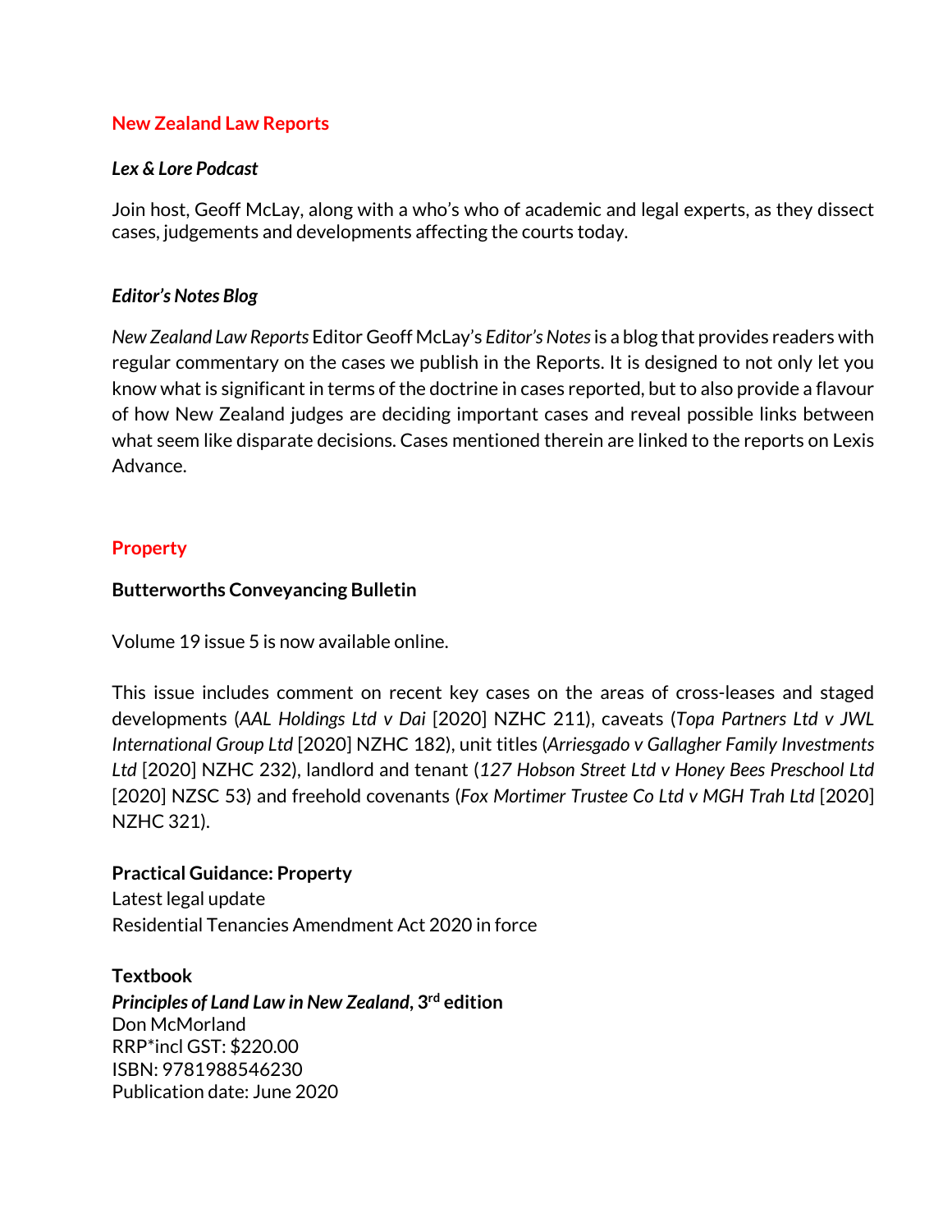## New Zealand Law Reports

### *Lex & Lore Podcast*

Join host, Geoff McLay, along with a who's who of academic and legal experts, as they dissect cases, judgements and developments affecting the courts today.

### *Editor's Notes Blog*

*New Zealand Law Reports* Editor Geoff McLay's *Editor's Notes* is a blog that provides readers with regular commentary on the cases we publish in the Reports. It is designed to not only let you know what is significant in terms of the doctrine in cases reported, but to also provide a flavour of how New Zealand judges are deciding important cases and reveal possible links between what seem like disparate decisions. Cases mentioned therein are linked to the reports on Lexis Advance.

## Property

### Butterworths Conveyancing Bulletin

Volume 19 issue 5 is now available online.

This issue includes comment on recent key cases on the areas of cross-leases and staged developments (*AAL Holdings Ltd v Dai* [2020] NZHC 211), caveats (*Topa Partners Ltd v JWL International Group Ltd* [2020] NZHC 182), unit titles (*Arriesgado v Gallagher Family Investments Ltd* [2020] NZHC 232), landlord and tenant (*127 Hobson Street Ltd v Honey Bees Preschool Ltd* [2020] NZSC 53) and freehold covenants (*Fox Mortimer Trustee Co Ltd v MGH Trah Ltd* [2020] NZHC 321).

**Practical Guidance: Property**
Latest legal update
Residential Tenancies Amendment Act 2020 in force

**Textbook**
***Principles of Land Law in New Zealand*, 3rd edition**
Don McMorland
RRP*incl GST: $220.00
ISBN: 9781988546230
Publication date: June 2020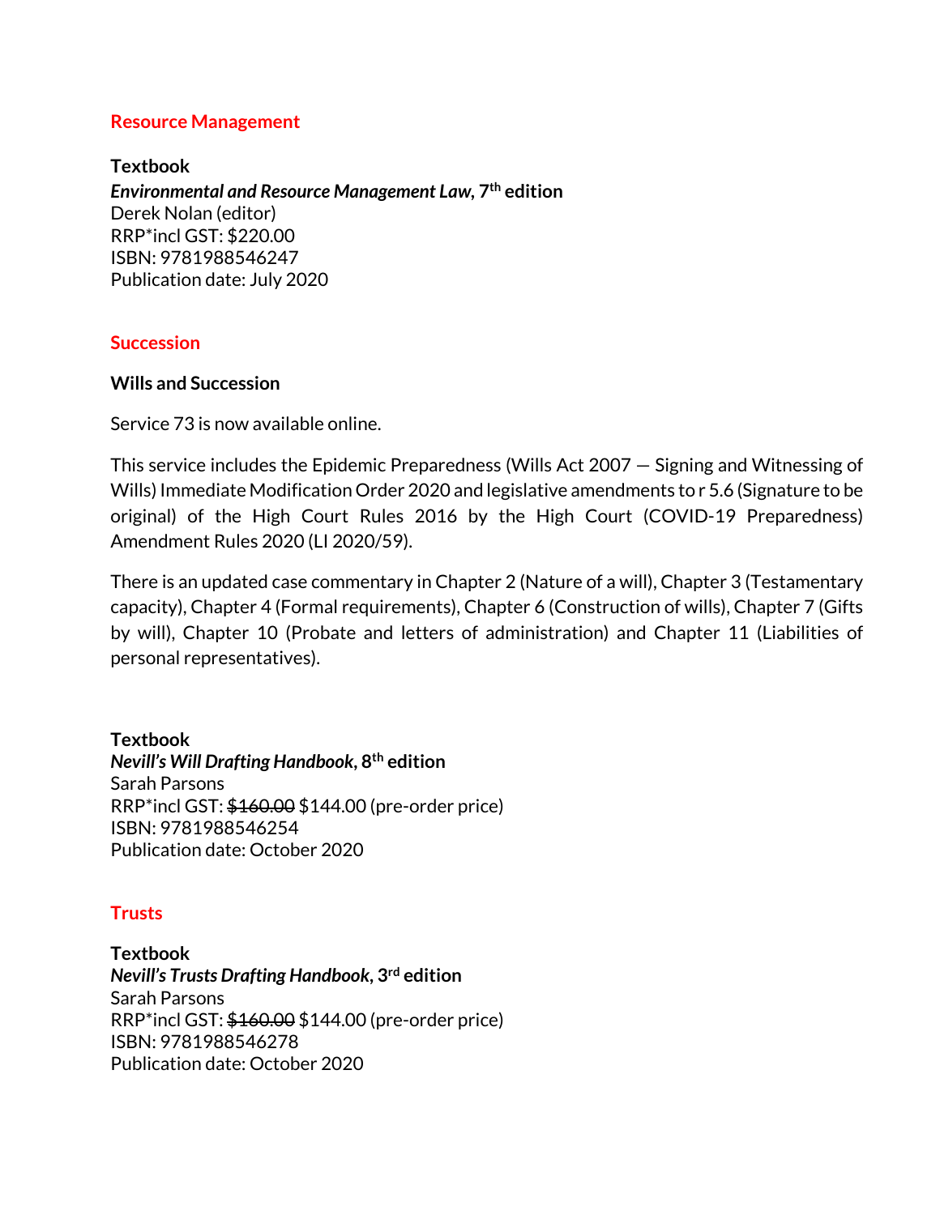## Resource Management

**Textbook**
***Environmental and Resource Management Law*, 7th edition**
Derek Nolan (editor)
RRP*incl GST: $220.00
ISBN: 9781988546247
Publication date: July 2020

## Succession

**Wills and Succession**

Service 73 is now available online.

This service includes the Epidemic Preparedness (Wills Act 2007 — Signing and Witnessing of Wills) Immediate Modification Order 2020 and legislative amendments to r 5.6 (Signature to be original) of the High Court Rules 2016 by the High Court (COVID-19 Preparedness) Amendment Rules 2020 (LI 2020/59).

There is an updated case commentary in Chapter 2 (Nature of a will), Chapter 3 (Testamentary capacity), Chapter 4 (Formal requirements), Chapter 6 (Construction of wills), Chapter 7 (Gifts by will), Chapter 10 (Probate and letters of administration) and Chapter 11 (Liabilities of personal representatives).

**Textbook**
***Nevill's Will Drafting Handbook*, 8th edition**
Sarah Parsons
RRP*incl GST: ~~$160.00~~ $144.00 (pre-order price)
ISBN: 9781988546254
Publication date: October 2020

## Trusts

**Textbook**
***Nevill's Trusts Drafting Handbook*, 3rd edition**
Sarah Parsons
RRP*incl GST: ~~$160.00~~ $144.00 (pre-order price)
ISBN: 9781988546278
Publication date: October 2020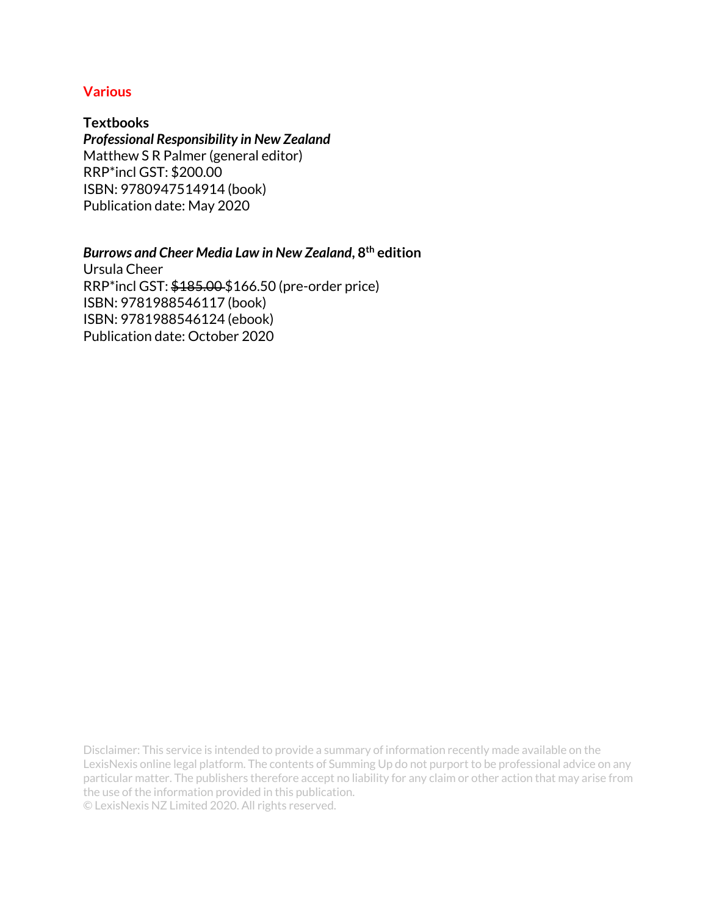## Various

**Textbooks**

***Professional Responsibility in New Zealand***
Matthew S R Palmer (general editor)
RRP*incl GST: $200.00
ISBN: 9780947514914 (book)
Publication date: May 2020

***Burrows and Cheer Media Law in New Zealand*, 8th edition**
Ursula Cheer
RRP*incl GST: ~~$185.00~~ $166.50 (pre-order price)
ISBN: 9781988546117 (book)
ISBN: 9781988546124 (ebook)
Publication date: October 2020

Disclaimer: This service is intended to provide a summary of information recently made available on the LexisNexis online legal platform. The contents of Summing Up do not purport to be professional advice on any particular matter. The publishers therefore accept no liability for any claim or other action that may arise from the use of the information provided in this publication.
© LexisNexis NZ Limited 2020. All rights reserved.